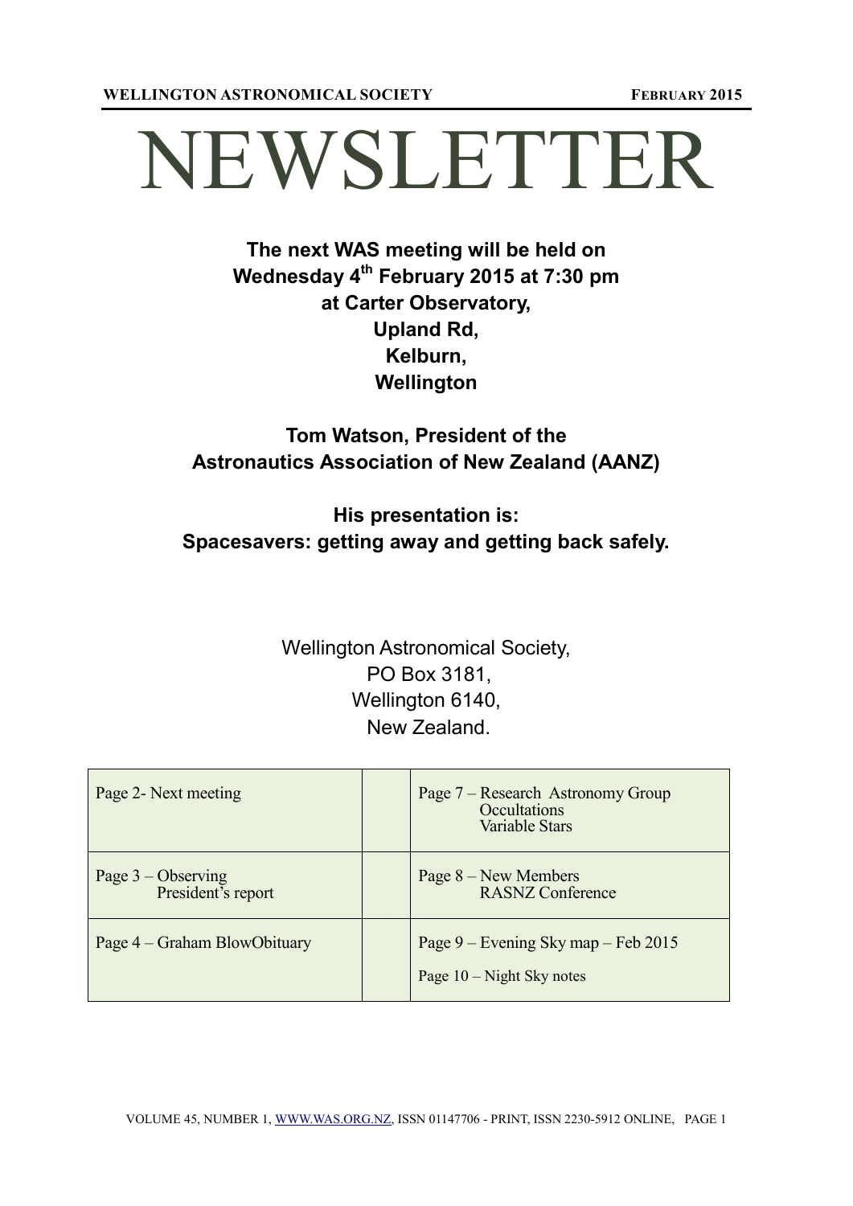**WELLINGTON ASTRONOMICAL SOCIETY** **FEBRUARY 2015**

# NEWSLETTER

**The next WAS meeting will be held on Wednesday 4th February 2015 at 7:30 pm at Carter Observatory, Upland Rd, Kelburn, Wellington**

**Tom Watson, President of the Astronautics Association of New Zealand (AANZ)**

**His presentation is: Spacesavers: getting away and getting back safely.**

Wellington Astronomical Society,
PO Box 3181,
Wellington 6140,
New Zealand.

| | | |
|---|---|---|
| Page 2- Next meeting | | Page 7 – Research Astronomy Group<br>Occultations<br>Variable Stars |
| Page 3 – Observing<br>President's report | | Page 8 – New Members<br>RASNZ Conference |
| Page 4 – Graham BlowObituary | | Page 9 – Evening Sky map – Feb 2015<br>Page 10 – Night Sky notes |

VOLUME 45, NUMBER 1, [WWW.WAS.ORG.NZ](http://www.was.org.nz), ISSN 01147706 - PRINT, ISSN 2230-5912 ONLINE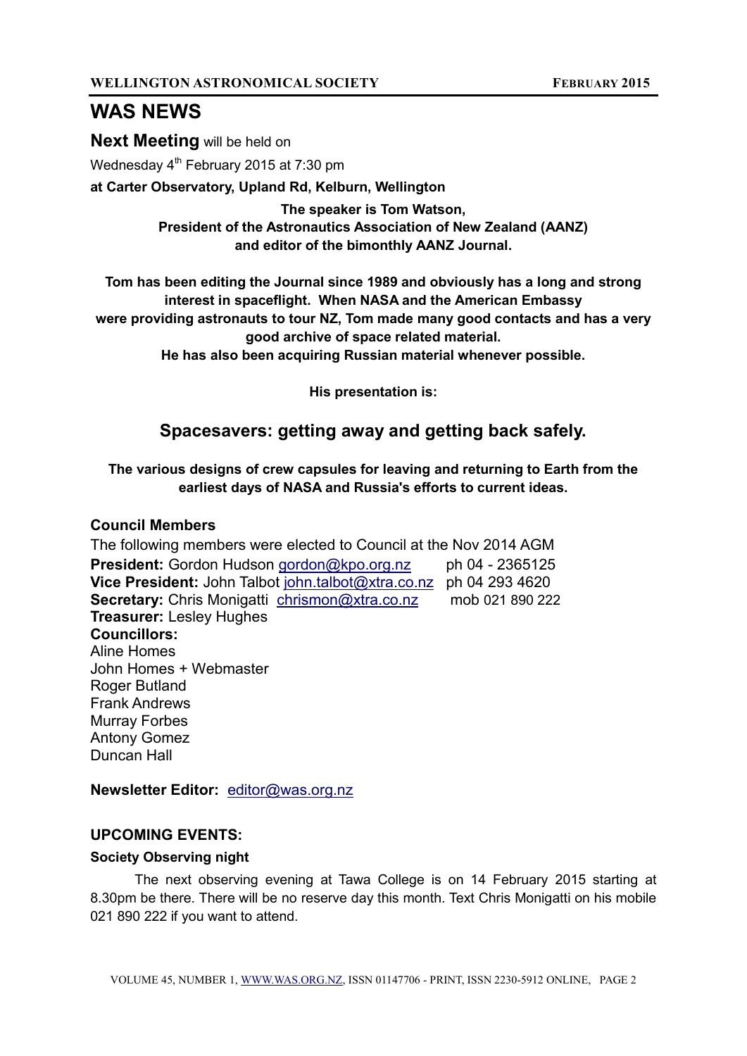# WAS NEWS

**Next Meeting** will be held on

Wednesday 4th February 2015 at 7:30 pm

**at Carter Observatory, Upland Rd, Kelburn, Wellington**

**The speaker is Tom Watson,**
**President of the Astronautics Association of New Zealand (AANZ)**
**and editor of the bimonthly AANZ Journal.**

**Tom has been editing the Journal since 1989 and obviously has a long and strong interest in spaceflight. When NASA and the American Embassy were providing astronauts to tour NZ, Tom made many good contacts and has a very good archive of space related material.**
**He has also been acquiring Russian material whenever possible.**

**His presentation is:**

## Spacesavers: getting away and getting back safely.

**The various designs of crew capsules for leaving and returning to Earth from the earliest days of NASA and Russia's efforts to current ideas.**

### Council Members

The following members were elected to Council at the Nov 2014 AGM

**President:** Gordon Hudson gordon@kpo.org.nz ph 04 - 2365125
**Vice President:** John Talbot john.talbot@xtra.co.nz ph 04 293 4620
**Secretary:** Chris Monigatti chrismon@xtra.co.nz mob 021 890 222
**Treasurer:** Lesley Hughes
**Councillors:**
Aline Homes
John Homes + Webmaster
Roger Butland
Frank Andrews
Murray Forbes
Antony Gomez
Duncan Hall

**Newsletter Editor:** editor@was.org.nz

### UPCOMING EVENTS:

#### Society Observing night

The next observing evening at Tawa College is on 14 February 2015 starting at 8.30pm be there. There will be no reserve day this month. Text Chris Monigatti on his mobile 021 890 222 if you want to attend.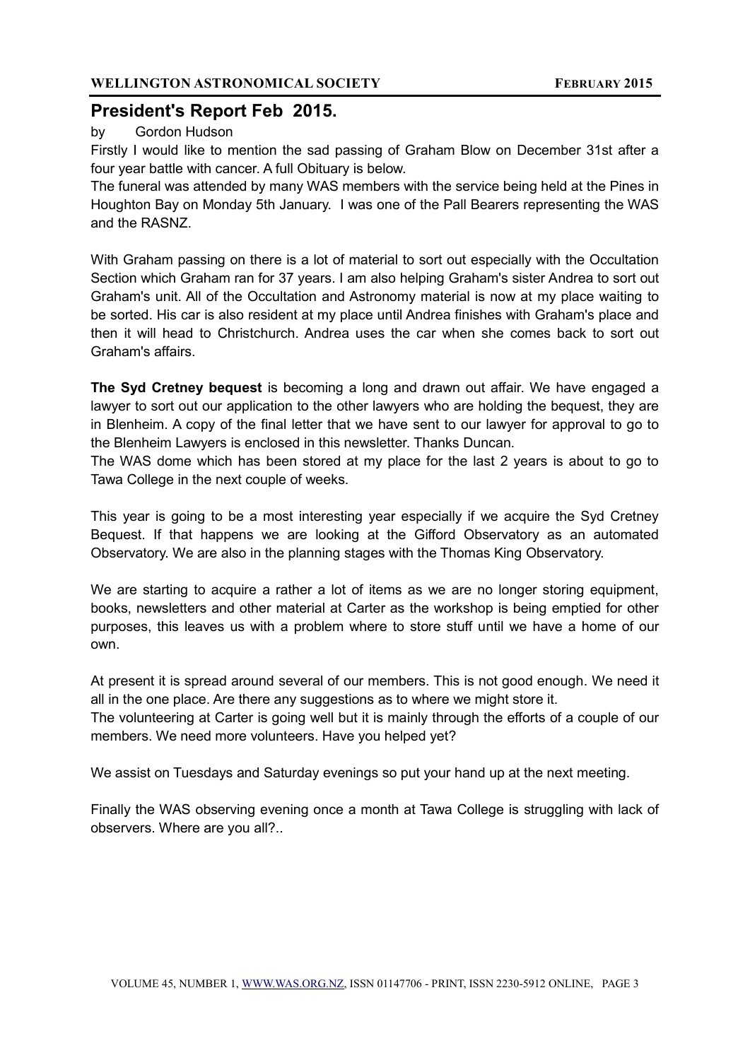## President's Report Feb 2015.

by Gordon Hudson

Firstly I would like to mention the sad passing of Graham Blow on December 31st after a four year battle with cancer. A full Obituary is below.

The funeral was attended by many WAS members with the service being held at the Pines in Houghton Bay on Monday 5th January. I was one of the Pall Bearers representing the WAS and the RASNZ.

With Graham passing on there is a lot of material to sort out especially with the Occultation Section which Graham ran for 37 years. I am also helping Graham's sister Andrea to sort out Graham's unit. All of the Occultation and Astronomy material is now at my place waiting to be sorted. His car is also resident at my place until Andrea finishes with Graham's place and then it will head to Christchurch. Andrea uses the car when she comes back to sort out Graham's affairs.

**The Syd Cretney bequest** is becoming a long and drawn out affair. We have engaged a lawyer to sort out our application to the other lawyers who are holding the bequest, they are in Blenheim. A copy of the final letter that we have sent to our lawyer for approval to go to the Blenheim Lawyers is enclosed in this newsletter. Thanks Duncan.

The WAS dome which has been stored at my place for the last 2 years is about to go to Tawa College in the next couple of weeks.

This year is going to be a most interesting year especially if we acquire the Syd Cretney Bequest. If that happens we are looking at the Gifford Observatory as an automated Observatory. We are also in the planning stages with the Thomas King Observatory.

We are starting to acquire a rather a lot of items as we are no longer storing equipment, books, newsletters and other material at Carter as the workshop is being emptied for other purposes, this leaves us with a problem where to store stuff until we have a home of our own.

At present it is spread around several of our members. This is not good enough. We need it all in the one place. Are there any suggestions as to where we might store it.

The volunteering at Carter is going well but it is mainly through the efforts of a couple of our members. We need more volunteers. Have you helped yet?

We assist on Tuesdays and Saturday evenings so put your hand up at the next meeting.

Finally the WAS observing evening once a month at Tawa College is struggling with lack of observers. Where are you all?..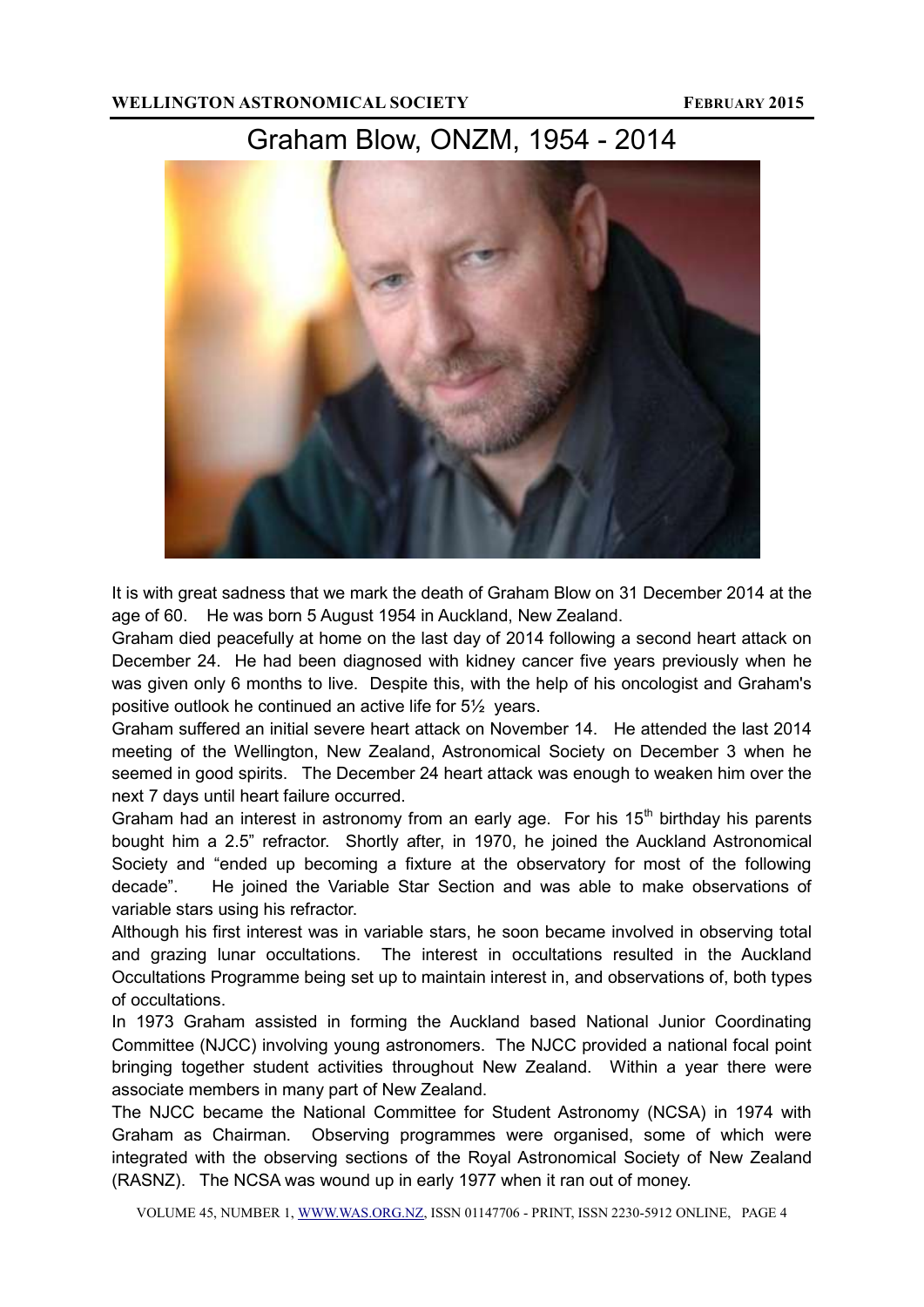# Graham Blow, ONZM, 1954 - 2014

It is with great sadness that we mark the death of Graham Blow on 31 December 2014 at the age of 60. He was born 5 August 1954 in Auckland, New Zealand.

Graham died peacefully at home on the last day of 2014 following a second heart attack on December 24. He had been diagnosed with kidney cancer five years previously when he was given only 6 months to live. Despite this, with the help of his oncologist and Graham's positive outlook he continued an active life for 5½ years.

Graham suffered an initial severe heart attack on November 14. He attended the last 2014 meeting of the Wellington, New Zealand, Astronomical Society on December 3 when he seemed in good spirits. The December 24 heart attack was enough to weaken him over the next 7 days until heart failure occurred.

Graham had an interest in astronomy from an early age. For his 15th birthday his parents bought him a 2.5" refractor. Shortly after, in 1970, he joined the Auckland Astronomical Society and "ended up becoming a fixture at the observatory for most of the following decade". He joined the Variable Star Section and was able to make observations of variable stars using his refractor.

Although his first interest was in variable stars, he soon became involved in observing total and grazing lunar occultations. The interest in occultations resulted in the Auckland Occultations Programme being set up to maintain interest in, and observations of, both types of occultations.

In 1973 Graham assisted in forming the Auckland based National Junior Coordinating Committee (NJCC) involving young astronomers. The NJCC provided a national focal point bringing together student activities throughout New Zealand. Within a year there were associate members in many part of New Zealand.

The NJCC became the National Committee for Student Astronomy (NCSA) in 1974 with Graham as Chairman. Observing programmes were organised, some of which were integrated with the observing sections of the Royal Astronomical Society of New Zealand (RASNZ). The NCSA was wound up in early 1977 when it ran out of money.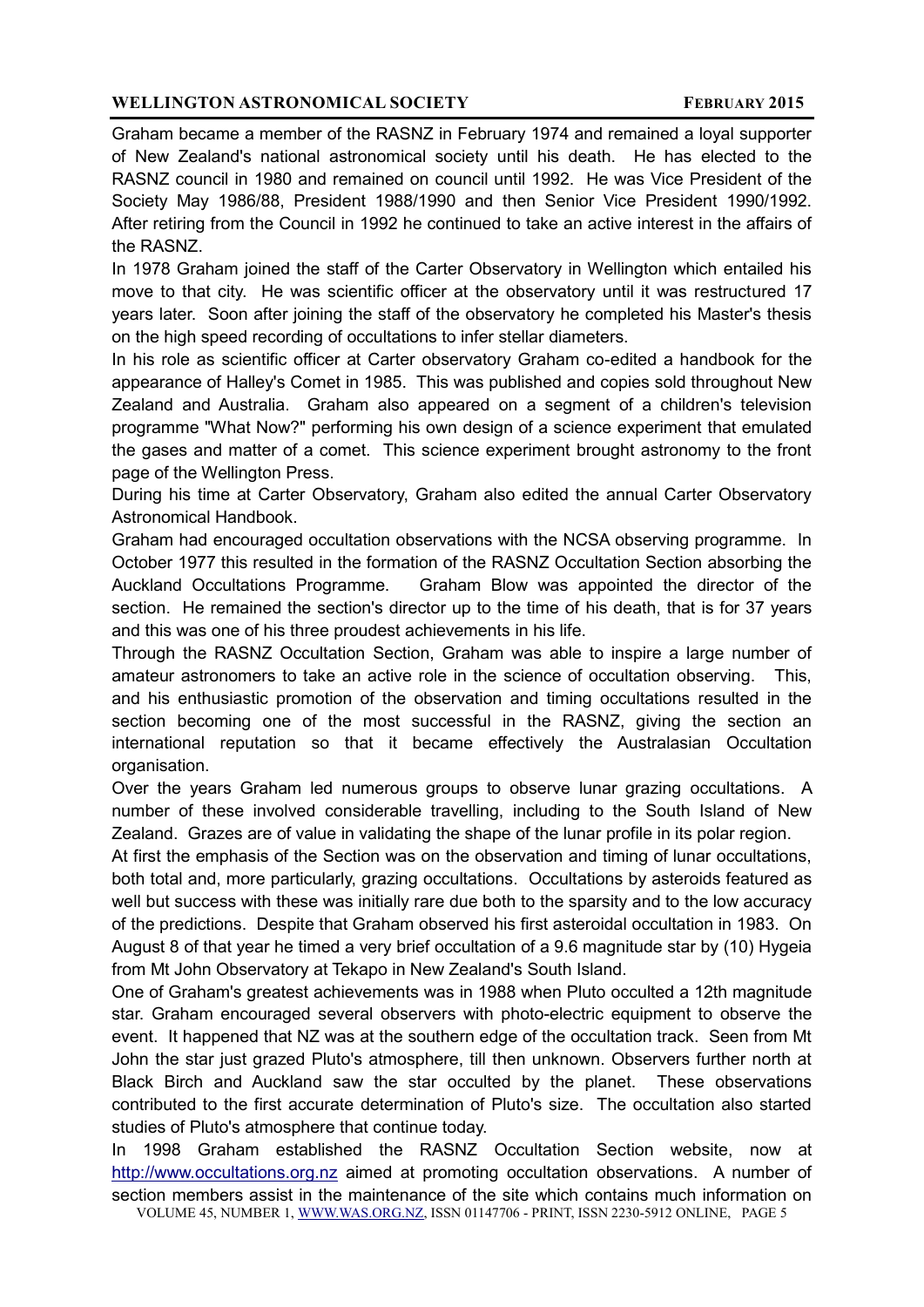Graham became a member of the RASNZ in February 1974 and remained a loyal supporter of New Zealand's national astronomical society until his death. He has elected to the RASNZ council in 1980 and remained on council until 1992. He was Vice President of the Society May 1986/88, President 1988/1990 and then Senior Vice President 1990/1992. After retiring from the Council in 1992 he continued to take an active interest in the affairs of the RASNZ.

In 1978 Graham joined the staff of the Carter Observatory in Wellington which entailed his move to that city. He was scientific officer at the observatory until it was restructured 17 years later. Soon after joining the staff of the observatory he completed his Master's thesis on the high speed recording of occultations to infer stellar diameters.

In his role as scientific officer at Carter observatory Graham co-edited a handbook for the appearance of Halley's Comet in 1985. This was published and copies sold throughout New Zealand and Australia. Graham also appeared on a segment of a children's television programme "What Now?" performing his own design of a science experiment that emulated the gases and matter of a comet. This science experiment brought astronomy to the front page of the Wellington Press.

During his time at Carter Observatory, Graham also edited the annual Carter Observatory Astronomical Handbook.

Graham had encouraged occultation observations with the NCSA observing programme. In October 1977 this resulted in the formation of the RASNZ Occultation Section absorbing the Auckland Occultations Programme. Graham Blow was appointed the director of the section. He remained the section's director up to the time of his death, that is for 37 years and this was one of his three proudest achievements in his life.

Through the RASNZ Occultation Section, Graham was able to inspire a large number of amateur astronomers to take an active role in the science of occultation observing. This, and his enthusiastic promotion of the observation and timing occultations resulted in the section becoming one of the most successful in the RASNZ, giving the section an international reputation so that it became effectively the Australasian Occultation organisation.

Over the years Graham led numerous groups to observe lunar grazing occultations. A number of these involved considerable travelling, including to the South Island of New Zealand. Grazes are of value in validating the shape of the lunar profile in its polar region.

At first the emphasis of the Section was on the observation and timing of lunar occultations, both total and, more particularly, grazing occultations. Occultations by asteroids featured as well but success with these was initially rare due both to the sparsity and to the low accuracy of the predictions. Despite that Graham observed his first asteroidal occultation in 1983. On August 8 of that year he timed a very brief occultation of a 9.6 magnitude star by (10) Hygeia from Mt John Observatory at Tekapo in New Zealand's South Island.

One of Graham's greatest achievements was in 1988 when Pluto occulted a 12th magnitude star. Graham encouraged several observers with photo-electric equipment to observe the event. It happened that NZ was at the southern edge of the occultation track. Seen from Mt John the star just grazed Pluto's atmosphere, till then unknown. Observers further north at Black Birch and Auckland saw the star occulted by the planet. These observations contributed to the first accurate determination of Pluto's size. The occultation also started studies of Pluto's atmosphere that continue today.

In 1998 Graham established the RASNZ Occultation Section website, now at http://www.occultations.org.nz aimed at promoting occultation observations. A number of section members assist in the maintenance of the site which contains much information on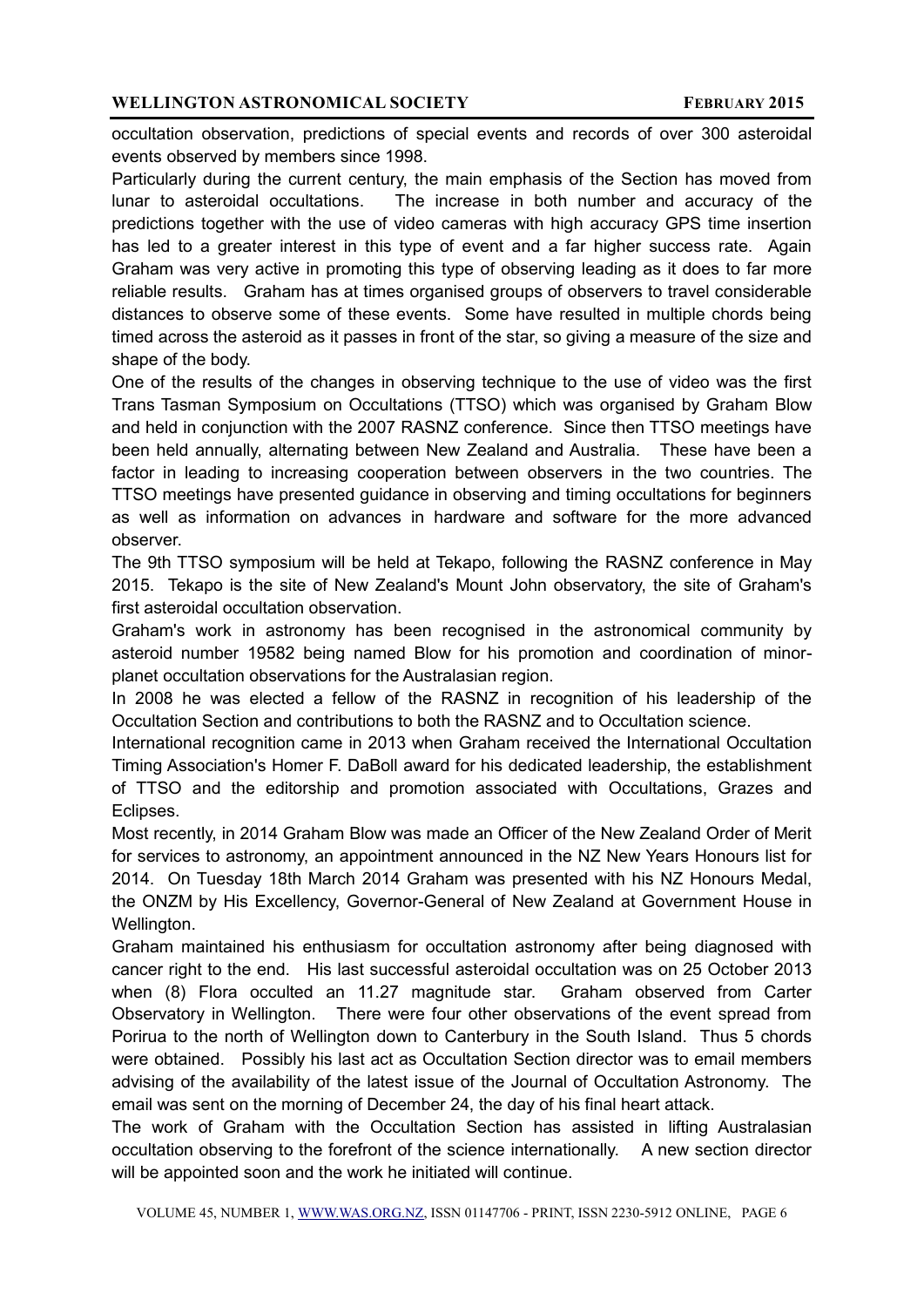occultation observation, predictions of special events and records of over 300 asteroidal events observed by members since 1998.

Particularly during the current century, the main emphasis of the Section has moved from lunar to asteroidal occultations. The increase in both number and accuracy of the predictions together with the use of video cameras with high accuracy GPS time insertion has led to a greater interest in this type of event and a far higher success rate. Again Graham was very active in promoting this type of observing leading as it does to far more reliable results. Graham has at times organised groups of observers to travel considerable distances to observe some of these events. Some have resulted in multiple chords being timed across the asteroid as it passes in front of the star, so giving a measure of the size and shape of the body.

One of the results of the changes in observing technique to the use of video was the first Trans Tasman Symposium on Occultations (TTSO) which was organised by Graham Blow and held in conjunction with the 2007 RASNZ conference. Since then TTSO meetings have been held annually, alternating between New Zealand and Australia. These have been a factor in leading to increasing cooperation between observers in the two countries. The TTSO meetings have presented guidance in observing and timing occultations for beginners as well as information on advances in hardware and software for the more advanced observer.

The 9th TTSO symposium will be held at Tekapo, following the RASNZ conference in May 2015. Tekapo is the site of New Zealand's Mount John observatory, the site of Graham's first asteroidal occultation observation.

Graham's work in astronomy has been recognised in the astronomical community by asteroid number 19582 being named Blow for his promotion and coordination of minor-planet occultation observations for the Australasian region.

In 2008 he was elected a fellow of the RASNZ in recognition of his leadership of the Occultation Section and contributions to both the RASNZ and to Occultation science.

International recognition came in 2013 when Graham received the International Occultation Timing Association's Homer F. DaBoll award for his dedicated leadership, the establishment of TTSO and the editorship and promotion associated with Occultations, Grazes and Eclipses.

Most recently, in 2014 Graham Blow was made an Officer of the New Zealand Order of Merit for services to astronomy, an appointment announced in the NZ New Years Honours list for 2014. On Tuesday 18th March 2014 Graham was presented with his NZ Honours Medal, the ONZM by His Excellency, Governor-General of New Zealand at Government House in Wellington.

Graham maintained his enthusiasm for occultation astronomy after being diagnosed with cancer right to the end. His last successful asteroidal occultation was on 25 October 2013 when (8) Flora occulted an 11.27 magnitude star. Graham observed from Carter Observatory in Wellington. There were four other observations of the event spread from Porirua to the north of Wellington down to Canterbury in the South Island. Thus 5 chords were obtained. Possibly his last act as Occultation Section director was to email members advising of the availability of the latest issue of the Journal of Occultation Astronomy. The email was sent on the morning of December 24, the day of his final heart attack.

The work of Graham with the Occultation Section has assisted in lifting Australasian occultation observing to the forefront of the science internationally. A new section director will be appointed soon and the work he initiated will continue.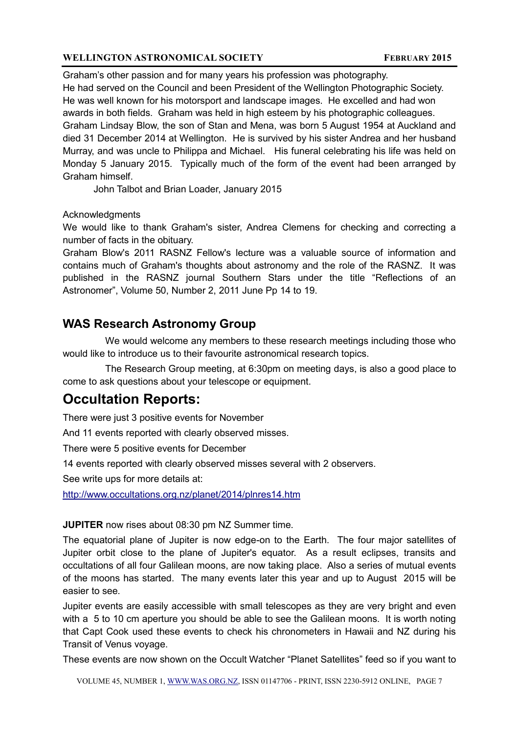Graham's other passion and for many years his profession was photography.
He had served on the Council and been President of the Wellington Photographic Society.
He was well known for his motorsport and landscape images. He excelled and had won awards in both fields. Graham was held in high esteem by his photographic colleagues.
Graham Lindsay Blow, the son of Stan and Mena, was born 5 August 1954 at Auckland and died 31 December 2014 at Wellington. He is survived by his sister Andrea and her husband Murray, and was uncle to Philippa and Michael. His funeral celebrating his life was held on Monday 5 January 2015. Typically much of the form of the event had been arranged by Graham himself.

John Talbot and Brian Loader, January 2015

Acknowledgments

We would like to thank Graham's sister, Andrea Clemens for checking and correcting a number of facts in the obituary.

Graham Blow's 2011 RASNZ Fellow's lecture was a valuable source of information and contains much of Graham's thoughts about astronomy and the role of the RASNZ. It was published in the RASNZ journal Southern Stars under the title "Reflections of an Astronomer", Volume 50, Number 2, 2011 June Pp 14 to 19.

## WAS Research Astronomy Group

We would welcome any members to these research meetings including those who would like to introduce us to their favourite astronomical research topics.

The Research Group meeting, at 6:30pm on meeting days, is also a good place to come to ask questions about your telescope or equipment.

# Occultation Reports:

There were just 3 positive events for November

And 11 events reported with clearly observed misses.

There were 5 positive events for December

14 events reported with clearly observed misses several with 2 observers.

See write ups for more details at:

http://www.occultations.org.nz/planet/2014/plnres14.htm

**JUPITER** now rises about 08:30 pm NZ Summer time.

The equatorial plane of Jupiter is now edge-on to the Earth. The four major satellites of Jupiter orbit close to the plane of Jupiter's equator. As a result eclipses, transits and occultations of all four Galilean moons, are now taking place. Also a series of mutual events of the moons has started. The many events later this year and up to August 2015 will be easier to see.

Jupiter events are easily accessible with small telescopes as they are very bright and even with a 5 to 10 cm aperture you should be able to see the Galilean moons. It is worth noting that Capt Cook used these events to check his chronometers in Hawaii and NZ during his Transit of Venus voyage.

These events are now shown on the Occult Watcher "Planet Satellites" feed so if you want to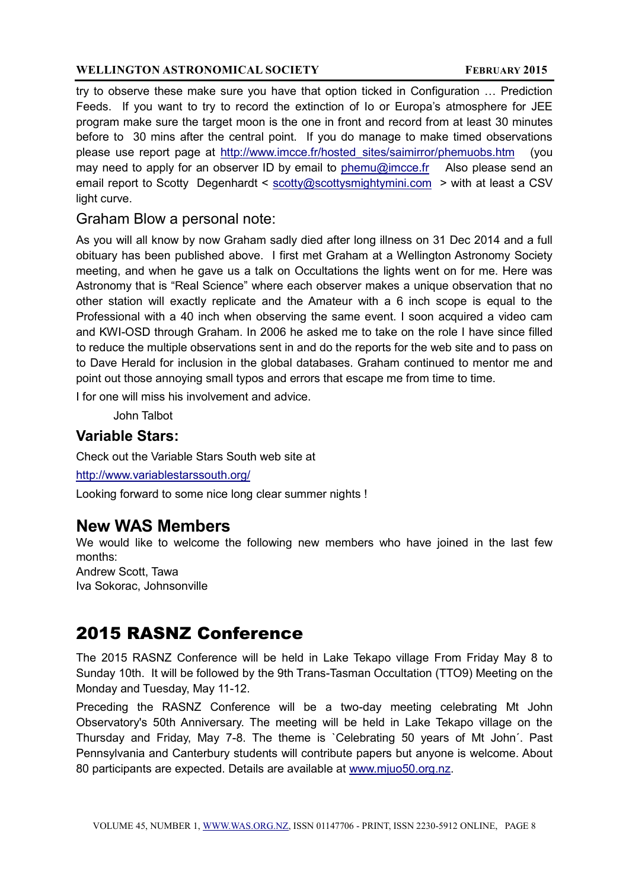try to observe these make sure you have that option ticked in Configuration … Prediction Feeds. If you want to try to record the extinction of Io or Europa's atmosphere for JEE program make sure the target moon is the one in front and record from at least 30 minutes before to 30 mins after the central point. If you do manage to make timed observations please use report page at http://www.imcce.fr/hosted_sites/saimirror/phemuobs.htm (you may need to apply for an observer ID by email to phemu@imcce.fr Also please send an email report to Scotty Degenhardt < scotty@scottysmightymini.com > with at least a CSV light curve.

## Graham Blow a personal note:

As you will all know by now Graham sadly died after long illness on 31 Dec 2014 and a full obituary has been published above. I first met Graham at a Wellington Astronomy Society meeting, and when he gave us a talk on Occultations the lights went on for me. Here was Astronomy that is "Real Science" where each observer makes a unique observation that no other station will exactly replicate and the Amateur with a 6 inch scope is equal to the Professional with a 40 inch when observing the same event. I soon acquired a video cam and KWI-OSD through Graham. In 2006 he asked me to take on the role I have since filled to reduce the multiple observations sent in and do the reports for the web site and to pass on to Dave Herald for inclusion in the global databases. Graham continued to mentor me and point out those annoying small typos and errors that escape me from time to time.

I for one will miss his involvement and advice.

John Talbot

### Variable Stars:

Check out the Variable Stars South web site at

http://www.variablestarssouth.org/

Looking forward to some nice long clear summer nights !

## New WAS Members

We would like to welcome the following new members who have joined in the last few months:
Andrew Scott, Tawa
Iva Sokorac, Johnsonville

# 2015 RASNZ Conference

The 2015 RASNZ Conference will be held in Lake Tekapo village From Friday May 8 to Sunday 10th. It will be followed by the 9th Trans-Tasman Occultation (TTO9) Meeting on the Monday and Tuesday, May 11-12.

Preceding the RASNZ Conference will be a two-day meeting celebrating Mt John Observatory's 50th Anniversary. The meeting will be held in Lake Tekapo village on the Thursday and Friday, May 7-8. The theme is `Celebrating 50 years of Mt John´. Past Pennsylvania and Canterbury students will contribute papers but anyone is welcome. About 80 participants are expected. Details are available at www.mjuo50.org.nz.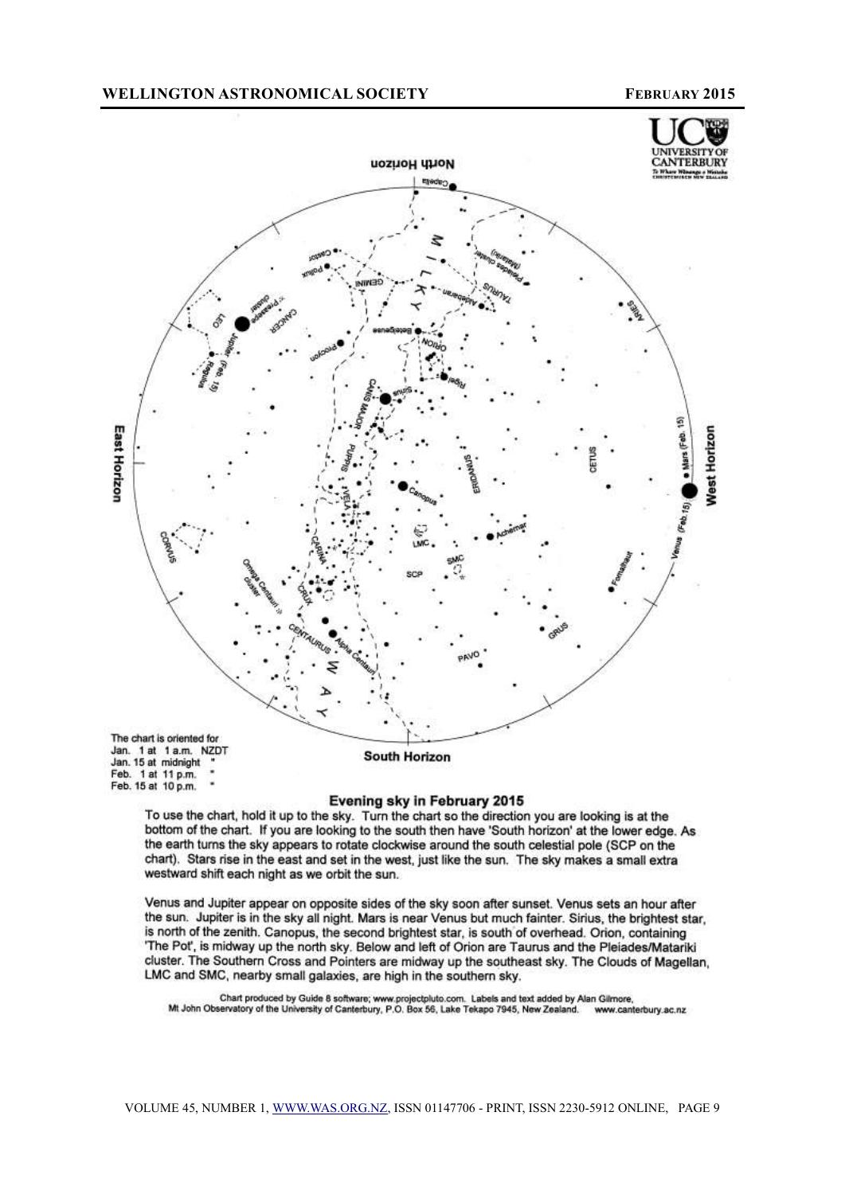The chart is oriented for
Jan. 1 at 1 a.m. NZDT
Jan. 15 at midnight "
Feb. 1 at 11 p.m. "
Feb. 15 at 10 p.m. "

## Evening sky in February 2015

To use the chart, hold it up to the sky. Turn the chart so the direction you are looking is at the bottom of the chart. If you are looking to the south then have 'South horizon' at the lower edge. As the earth turns the sky appears to rotate clockwise around the south celestial pole (SCP on the chart). Stars rise in the east and set in the west, just like the sun. The sky makes a small extra westward shift each night as we orbit the sun.

Venus and Jupiter appear on opposite sides of the sky soon after sunset. Venus sets an hour after the sun. Jupiter is in the sky all night. Mars is near Venus but much fainter. Sirius, the brightest star, is north of the zenith. Canopus, the second brightest star, is south of overhead. Orion, containing 'The Pot', is midway up the north sky. Below and left of Orion are Taurus and the Pleiades/Matariki cluster. The Southern Cross and Pointers are midway up the southeast sky. The Clouds of Magellan, LMC and SMC, nearby small galaxies, are high in the southern sky.

Chart produced by Guide 8 software; www.projectpluto.com. Labels and text added by Alan Gilmore, Mt John Observatory of the University of Canterbury, P.O. Box 56, Lake Tekapo 7945, New Zealand. www.canterbury.ac.nz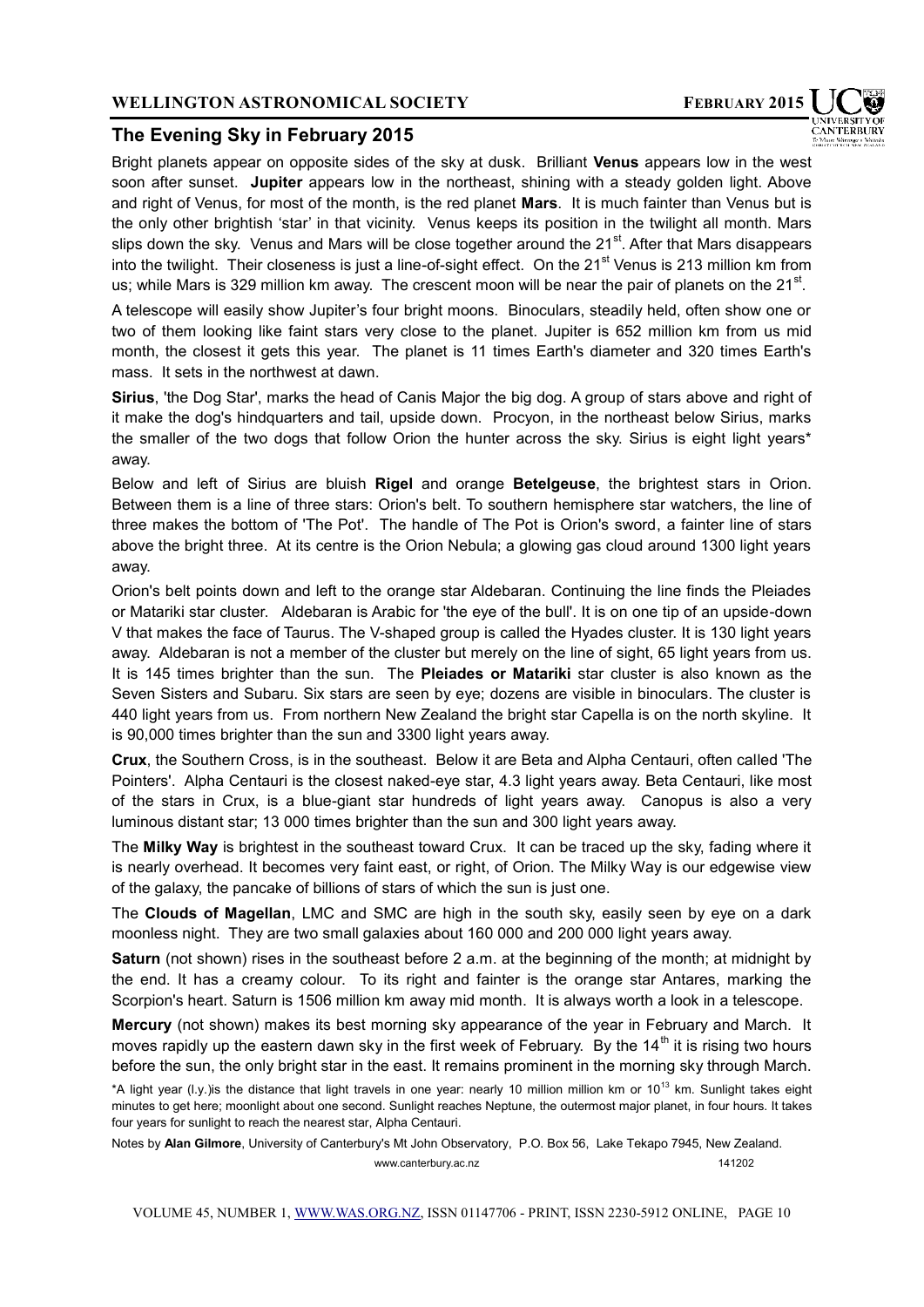## The Evening Sky in February 2015

Bright planets appear on opposite sides of the sky at dusk. Brilliant **Venus** appears low in the west soon after sunset. **Jupiter** appears low in the northeast, shining with a steady golden light. Above and right of Venus, for most of the month, is the red planet **Mars**. It is much fainter than Venus but is the only other brightish 'star' in that vicinity. Venus keeps its position in the twilight all month. Mars slips down the sky. Venus and Mars will be close together around the 21st. After that Mars disappears into the twilight. Their closeness is just a line-of-sight effect. On the 21st Venus is 213 million km from us; while Mars is 329 million km away. The crescent moon will be near the pair of planets on the 21st.

A telescope will easily show Jupiter's four bright moons. Binoculars, steadily held, often show one or two of them looking like faint stars very close to the planet. Jupiter is 652 million km from us mid month, the closest it gets this year. The planet is 11 times Earth's diameter and 320 times Earth's mass. It sets in the northwest at dawn.

**Sirius**, 'the Dog Star', marks the head of Canis Major the big dog. A group of stars above and right of it make the dog's hindquarters and tail, upside down. Procyon, in the northeast below Sirius, marks the smaller of the two dogs that follow Orion the hunter across the sky. Sirius is eight light years* away.

Below and left of Sirius are bluish **Rigel** and orange **Betelgeuse**, the brightest stars in Orion. Between them is a line of three stars: Orion's belt. To southern hemisphere star watchers, the line of three makes the bottom of 'The Pot'. The handle of The Pot is Orion's sword, a fainter line of stars above the bright three. At its centre is the Orion Nebula; a glowing gas cloud around 1300 light years away.

Orion's belt points down and left to the orange star Aldebaran. Continuing the line finds the Pleiades or Matariki star cluster. Aldebaran is Arabic for 'the eye of the bull'. It is on one tip of an upside-down V that makes the face of Taurus. The V-shaped group is called the Hyades cluster. It is 130 light years away. Aldebaran is not a member of the cluster but merely on the line of sight, 65 light years from us. It is 145 times brighter than the sun. The **Pleiades or Matariki** star cluster is also known as the Seven Sisters and Subaru. Six stars are seen by eye; dozens are visible in binoculars. The cluster is 440 light years from us. From northern New Zealand the bright star Capella is on the north skyline. It is 90,000 times brighter than the sun and 3300 light years away.

**Crux**, the Southern Cross, is in the southeast. Below it are Beta and Alpha Centauri, often called 'The Pointers'. Alpha Centauri is the closest naked-eye star, 4.3 light years away. Beta Centauri, like most of the stars in Crux, is a blue-giant star hundreds of light years away. Canopus is also a very luminous distant star; 13 000 times brighter than the sun and 300 light years away.

The **Milky Way** is brightest in the southeast toward Crux. It can be traced up the sky, fading where it is nearly overhead. It becomes very faint east, or right, of Orion. The Milky Way is our edgewise view of the galaxy, the pancake of billions of stars of which the sun is just one.

The **Clouds of Magellan**, LMC and SMC are high in the south sky, easily seen by eye on a dark moonless night. They are two small galaxies about 160 000 and 200 000 light years away.

**Saturn** (not shown) rises in the southeast before 2 a.m. at the beginning of the month; at midnight by the end. It has a creamy colour. To its right and fainter is the orange star Antares, marking the Scorpion's heart. Saturn is 1506 million km away mid month. It is always worth a look in a telescope.

**Mercury** (not shown) makes its best morning sky appearance of the year in February and March. It moves rapidly up the eastern dawn sky in the first week of February. By the 14th it is rising two hours before the sun, the only bright star in the east. It remains prominent in the morning sky through March.

*A light year (l.y.)is the distance that light travels in one year: nearly 10 million million km or $10^{13}$ km. Sunlight takes eight minutes to get here; moonlight about one second. Sunlight reaches Neptune, the outermost major planet, in four hours. It takes four years for sunlight to reach the nearest star, Alpha Centauri.

Notes by **Alan Gilmore**, University of Canterbury's Mt John Observatory, P.O. Box 56, Lake Tekapo 7945, New Zealand.

www.canterbury.ac.nz 141202